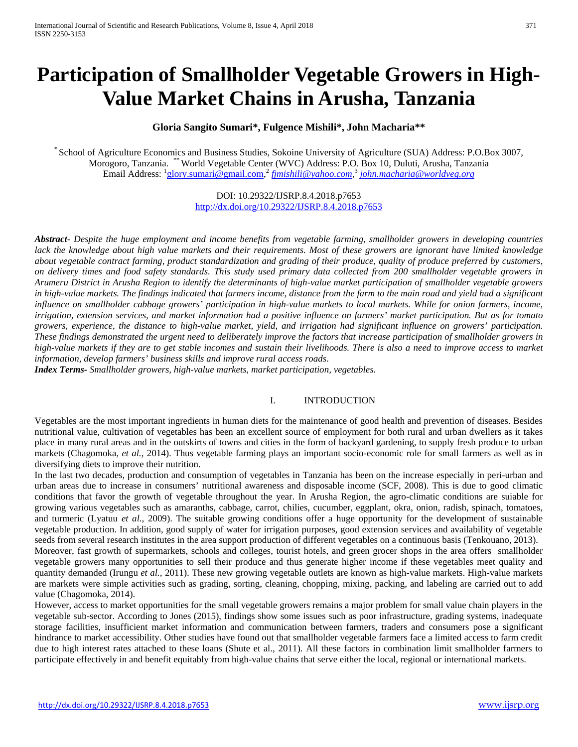# Participation of Smallholder Vegetable Growers in High-Value Market Chains in Arusha, Tanzania

**Gloria Sangito Sumari\*, Fulgence Mishili\*, John Macharia\*\***

\* School of Agriculture Economics and Business Studies, Sokoine University of Agriculture (SUA) Address: P.O.Box 3007, Morogoro, Tanzania. \*\* World Vegetable Center (WVC) Address: P.O. Box 10, Duluti, Arusha, Tanzania
Email Address: [1]glory.sumari@gmail.com,[2] *fjmishili@yahoo.com*,[3] *john.macharia@worldveg.org*

DOI: 10.29322/IJSRP.8.4.2018.p7653
http://dx.doi.org/10.29322/IJSRP.8.4.2018.p7653

***Abstract***- *Despite the huge employment and income benefits from vegetable farming, smallholder growers in developing countries lack the knowledge about high value markets and their requirements. Most of these growers are ignorant have limited knowledge about vegetable contract farming, product standardization and grading of their produce, quality of produce preferred by customers, on delivery times and food safety standards. This study used primary data collected from 200 smallholder vegetable growers in Arumeru District in Arusha Region to identify the determinants of high-value market participation of smallholder vegetable growers in high-value markets. The findings indicated that farmers income, distance from the farm to the main road and yield had a significant influence on smallholder cabbage growers' participation in high-value markets to local markets. While for onion farmers, income, irrigation, extension services, and market information had a positive influence on farmers' market participation. But as for tomato growers, experience, the distance to high-value market, yield, and irrigation had significant influence on growers' participation. These findings demonstrated the urgent need to deliberately improve the factors that increase participation of smallholder growers in high-value markets if they are to get stable incomes and sustain their livelihoods. There is also a need to improve access to market information, develop farmers' business skills and improve rural access roads*.

***Index Terms***- *Smallholder growers, high-value markets, market participation, vegetables.*

## I. INTRODUCTION

Vegetables are the most important ingredients in human diets for the maintenance of good health and prevention of diseases. Besides nutritional value, cultivation of vegetables has been an excellent source of employment for both rural and urban dwellers as it takes place in many rural areas and in the outskirts of towns and cities in the form of backyard gardening, to supply fresh produce to urban markets (Chagomoka, *et al.,* 2014). Thus vegetable farming plays an important socio-economic role for small farmers as well as in diversifying diets to improve their nutrition.

In the last two decades, production and consumption of vegetables in Tanzania has been on the increase especially in peri-urban and urban areas due to increase in consumers' nutritional awareness and disposable income (SCF, 2008). This is due to good climatic conditions that favor the growth of vegetable throughout the year. In Arusha Region, the agro-climatic conditions are suiable for growing various vegetables such as amaranths, cabbage, carrot, chilies, cucumber, eggplant, okra, onion, radish, spinach, tomatoes, and turmeric (Lyatuu *et al.,* 2009). The suitable growing conditions offer a huge opportunity for the development of sustainable vegetable production. In addition, good supply of water for irrigation purposes, good extension services and availability of vegetable seeds from several research institutes in the area support production of different vegetables on a continuous basis (Tenkouano, 2013).

Moreover, fast growth of supermarkets, schools and colleges, tourist hotels, and green grocer shops in the area offers smallholder vegetable growers many opportunities to sell their produce and thus generate higher income if these vegetables meet quality and quantity demanded (Irungu *et al.,* 2011). These new growing vegetable outlets are known as high-value markets. High-value markets are markets were simple activities such as grading, sorting, cleaning, chopping, mixing, packing, and labeling are carried out to add value (Chagomoka, 2014).

However, access to market opportunities for the small vegetable growers remains a major problem for small value chain players in the vegetable sub-sector. According to Jones (2015), findings show some issues such as poor infrastructure, grading systems, inadequate storage facilities, insufficient market information and communication between farmers, traders and consumers pose a significant hindrance to market accessibility. Other studies have found out that smallholder vegetable farmers face a limited access to farm credit due to high interest rates attached to these loans (Shute et al., 2011). All these factors in combination limit smallholder farmers to participate effectively in and benefit equitably from high-value chains that serve either the local, regional or international markets.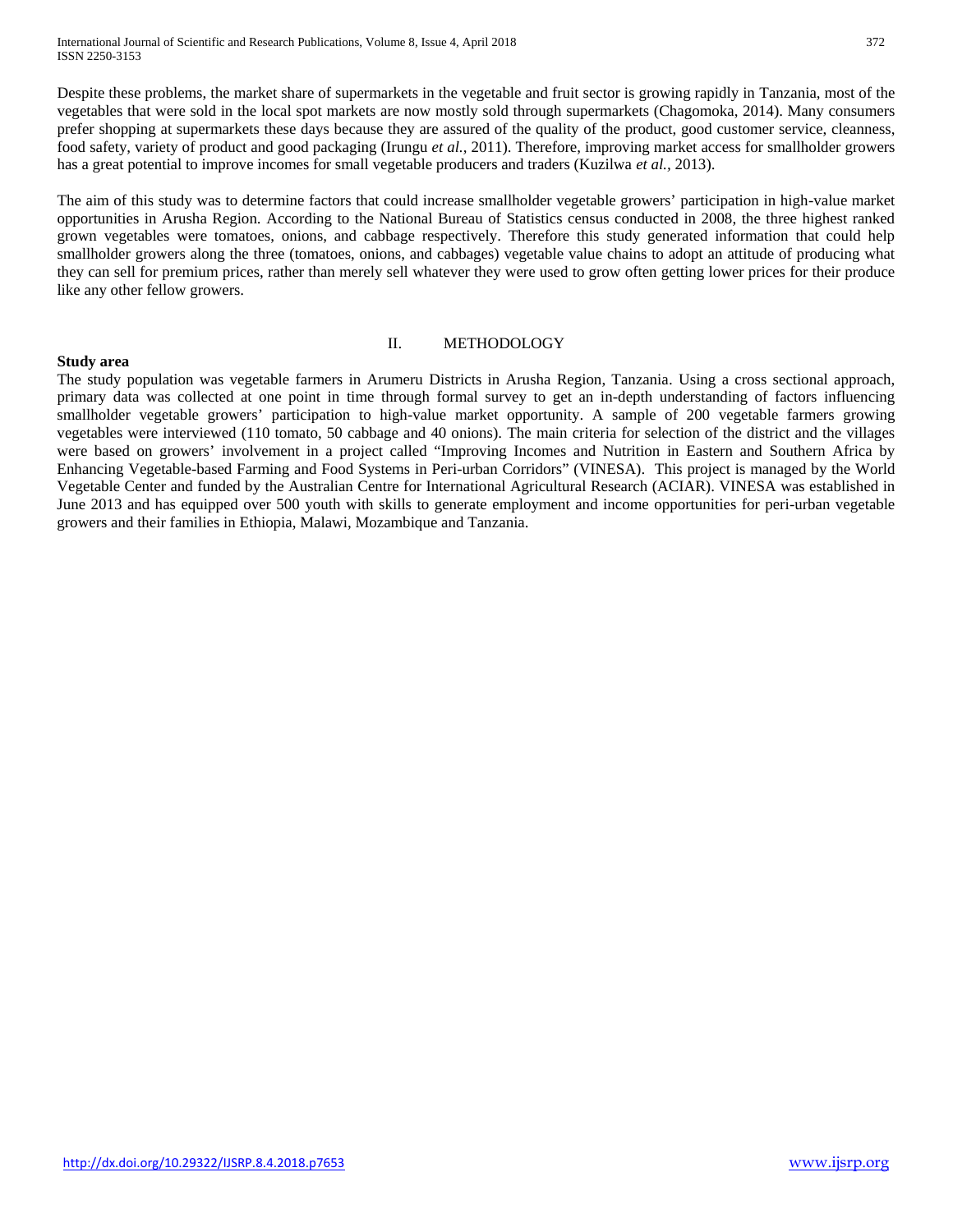Despite these problems, the market share of supermarkets in the vegetable and fruit sector is growing rapidly in Tanzania, most of the vegetables that were sold in the local spot markets are now mostly sold through supermarkets (Chagomoka, 2014). Many consumers prefer shopping at supermarkets these days because they are assured of the quality of the product, good customer service, cleanness, food safety, variety of product and good packaging (Irungu *et al.*, 2011). Therefore, improving market access for smallholder growers has a great potential to improve incomes for small vegetable producers and traders (Kuzilwa *et al.*, 2013).

The aim of this study was to determine factors that could increase smallholder vegetable growers' participation in high-value market opportunities in Arusha Region. According to the National Bureau of Statistics census conducted in 2008, the three highest ranked grown vegetables were tomatoes, onions, and cabbage respectively. Therefore this study generated information that could help smallholder growers along the three (tomatoes, onions, and cabbages) vegetable value chains to adopt an attitude of producing what they can sell for premium prices, rather than merely sell whatever they were used to grow often getting lower prices for their produce like any other fellow growers.

## II. METHODOLOGY

### Study area

The study population was vegetable farmers in Arumeru Districts in Arusha Region, Tanzania. Using a cross sectional approach, primary data was collected at one point in time through formal survey to get an in-depth understanding of factors influencing smallholder vegetable growers' participation to high-value market opportunity. A sample of 200 vegetable farmers growing vegetables were interviewed (110 tomato, 50 cabbage and 40 onions). The main criteria for selection of the district and the villages were based on growers' involvement in a project called "Improving Incomes and Nutrition in Eastern and Southern Africa by Enhancing Vegetable-based Farming and Food Systems in Peri-urban Corridors" (VINESA). This project is managed by the World Vegetable Center and funded by the Australian Centre for International Agricultural Research (ACIAR). VINESA was established in June 2013 and has equipped over 500 youth with skills to generate employment and income opportunities for peri-urban vegetable growers and their families in Ethiopia, Malawi, Mozambique and Tanzania.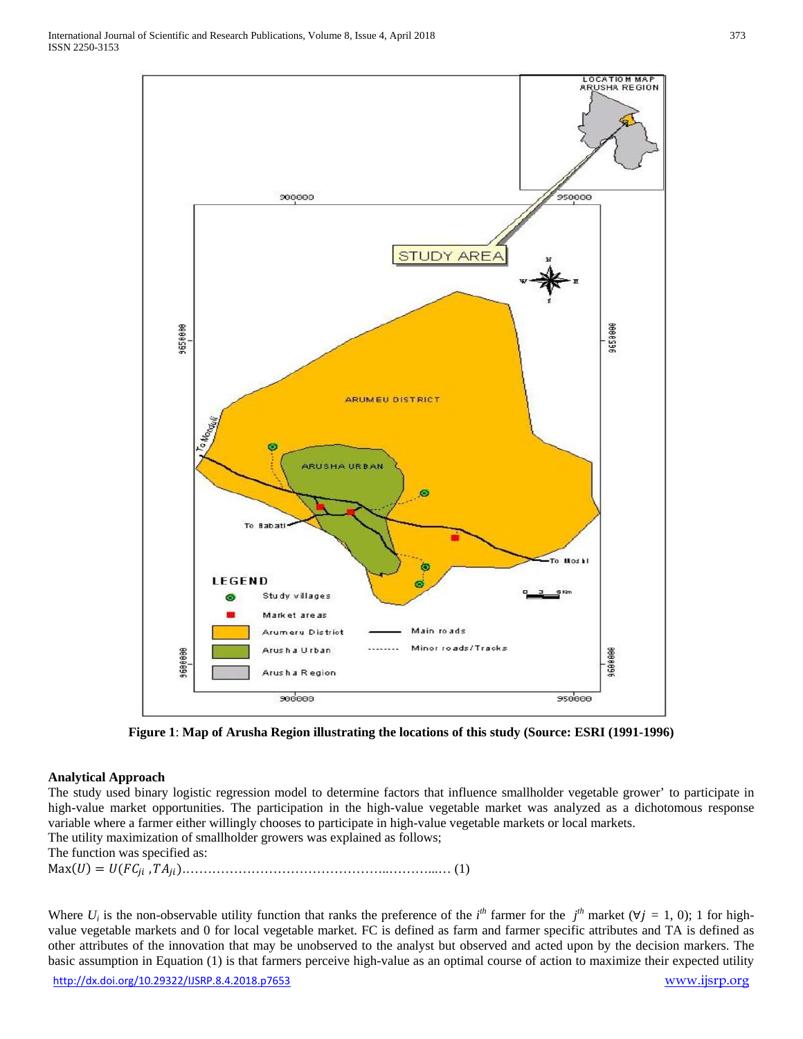Figure 1: **Map of Arusha Region illustrating the locations of this study (Source: ESRI (1991-1996)**

**Analytical Approach**

The study used binary logistic regression model to determine factors that influence smallholder vegetable grower' to participate in high-value market opportunities. The participation in the high-value vegetable market was analyzed as a dichotomous response variable where a farmer either willingly chooses to participate in high-value vegetable markets or local markets.

The utility maximization of smallholder growers was explained as follows;

The function was specified as:

$$\text{Max}(U) = U(FC_{ji}, TA_{ji}) \quad (1)$$

Where $U_i$ is the non-observable utility function that ranks the preference of the $i^{th}$ farmer for the $j^{th}$ market ($\forall j$ = 1, 0); 1 for high-value vegetable markets and 0 for local vegetable market. FC is defined as farm and farmer specific attributes and TA is defined as other attributes of the innovation that may be unobserved to the analyst but observed and acted upon by the decision markers. The basic assumption in Equation (1) is that farmers perceive high-value as an optimal course of action to maximize their expected utility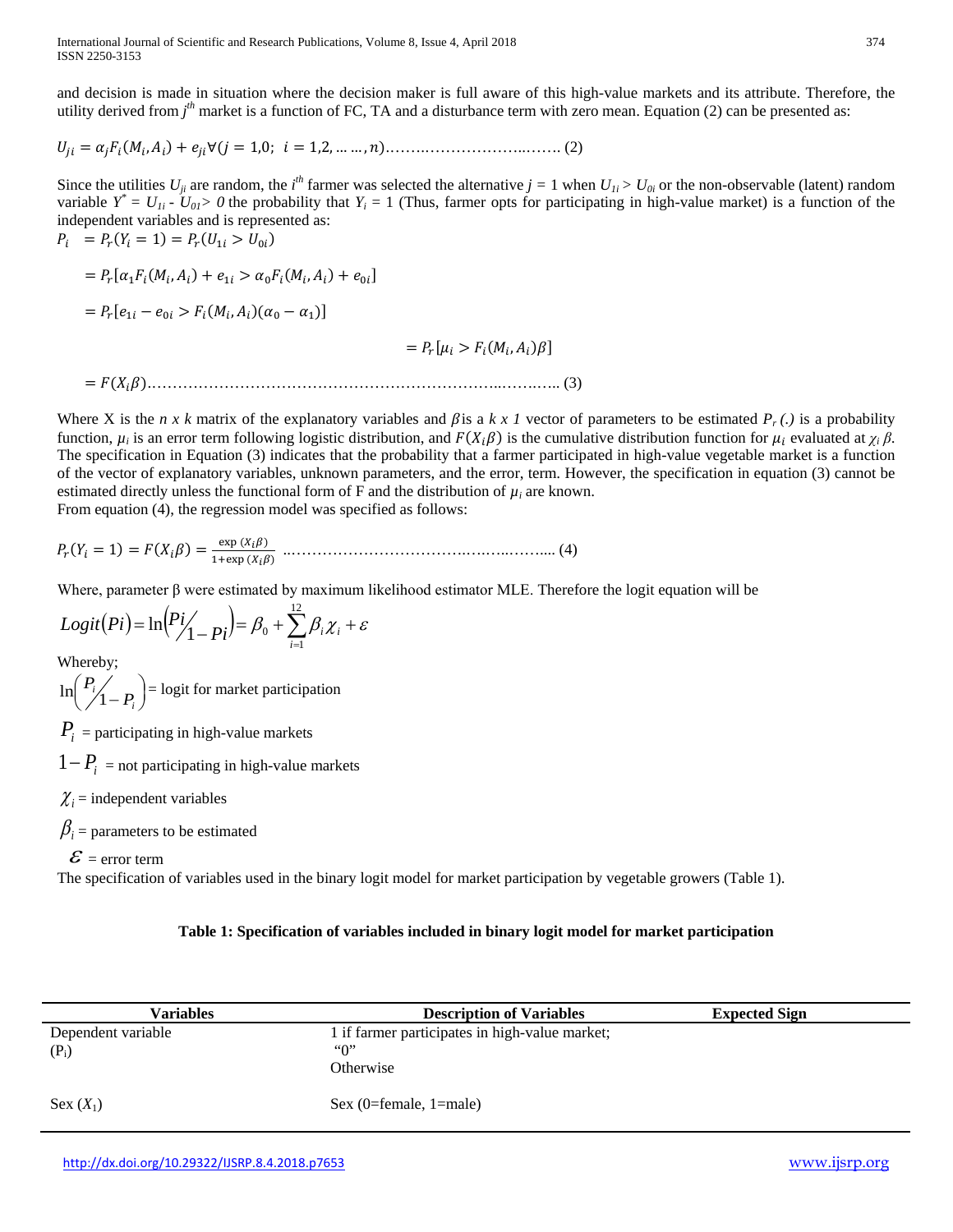and decision is made in situation where the decision maker is full aware of this high-value markets and its attribute. Therefore, the utility derived from $j^{th}$ market is a function of FC, TA and a disturbance term with zero mean. Equation (2) can be presented as:

$$U_{ji} = \alpha_j F_i(M_i, A_i) + e_{ji} \forall (j = 1,0;\ i = 1,2, \dots \dots, n) \dots\dots\dots\dots\dots\dots\dots\dots\dots\dots (2)$$

Since the utilities $U_{ji}$ are random, the $i^{th}$ farmer was selected the alternative $j = 1$ when $U_{1i} > U_{0i}$ or the non-observable (latent) random variable $Y^* = U_{1i} - U_{0I} > 0$ the probability that $Y_i = 1$ (Thus, farmer opts for participating in high-value market) is a function of the independent variables and is represented as:

$$P_i = P_r(Y_i = 1) = P_r(U_{1i} > U_{0i})$$

$$= P_r[\alpha_1 F_i(M_i, A_i) + e_{1i} > \alpha_0 F_i(M_i, A_i) + e_{0i}]$$

$$= P_r[e_{1i} - e_{0i} > F_i(M_i, A_i)(\alpha_0 - \alpha_1)]$$

$$= P_r[\mu_i > F_i(M_i, A_i)\beta]$$

$$= F(X_i\beta) \dots\dots\dots\dots\dots\dots\dots\dots\dots\dots\dots\dots\dots\dots\dots\dots\dots\dots\dots\dots (3)$$

Where X is the *n x k* matrix of the explanatory variables and $\beta$ is a *k x 1* vector of parameters to be estimated $P_r(.)$ is a probability function, $\mu_i$ is an error term following logistic distribution, and $F(X_i\beta)$ is the cumulative distribution function for $\mu_i$ evaluated at $\chi_i \beta$. The specification in Equation (3) indicates that the probability that a farmer participated in high-value vegetable market is a function of the vector of explanatory variables, unknown parameters, and the error, term. However, the specification in equation (3) cannot be estimated directly unless the functional form of F and the distribution of $\mu_i$ are known.
From equation (4), the regression model was specified as follows:

$$P_r(Y_i = 1) = F(X_i\beta) = \frac{\exp(X_i\beta)}{1 + \exp(X_i\beta)} \dots\dots\dots\dots\dots\dots\dots\dots\dots\dots\dots\dots\dots (4)$$

Where, parameter β were estimated by maximum likelihood estimator MLE. Therefore the logit equation will be

$$Logit(Pi) = \ln\left(Pi \big/ 1 - Pi\right) = \beta_0 + \sum_{i=1}^{12} \beta_i \chi_i + \varepsilon$$

Whereby;

$\ln\left(P_i \big/ 1 - P_i\right)$ = logit for market participation

$P_i$ = participating in high-value markets

$1 - P_i$ = not participating in high-value markets

$\chi_i$ = independent variables

$\beta_i$ = parameters to be estimated

$\varepsilon$ = error term

The specification of variables used in the binary logit model for market participation by vegetable growers (Table 1).

**Table 1: Specification of variables included in binary logit model for market participation**

| Variables | Description of Variables | Expected Sign |
|---|---|---|
| Dependent variable ($P_i$) | 1 if farmer participates in high-value market; "0" Otherwise | |
| Sex ($X_1$) | Sex (0=female, 1=male) | |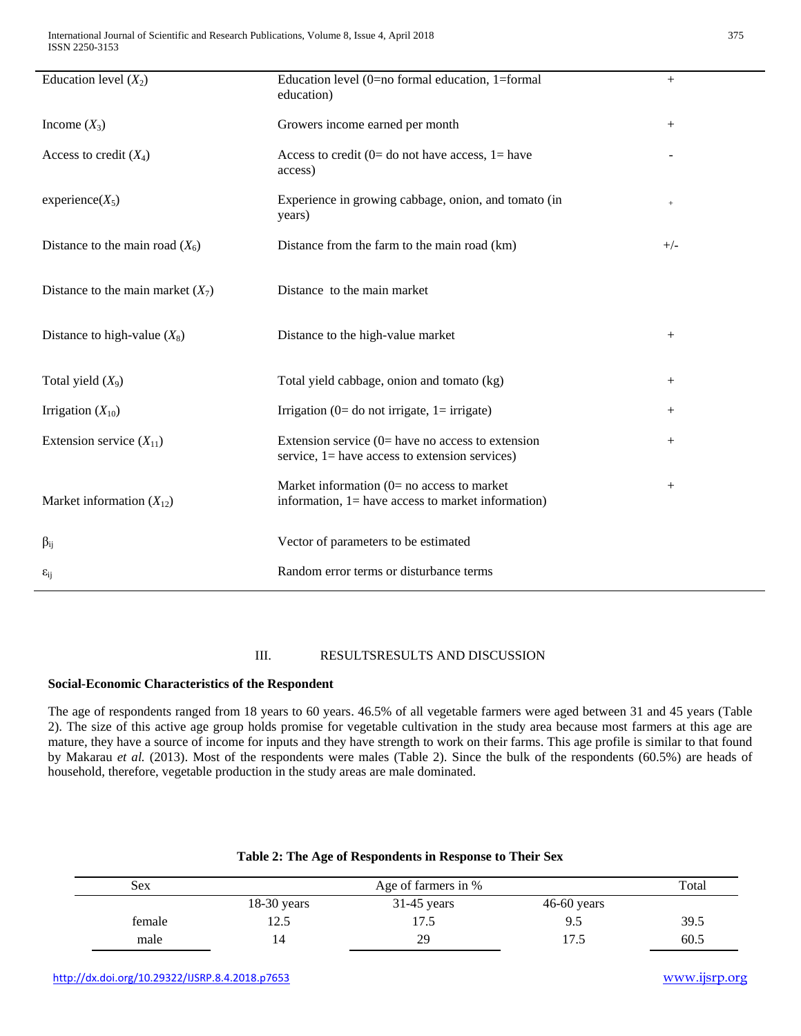| | | |
|---|---|---|
| Education level ($X_2$) | Education level (0=no formal education, 1=formal education) | + |
| Income ($X_3$) | Growers income earned per month | + |
| Access to credit ($X_4$) | Access to credit (0= do not have access, 1= have access) | - |
| experience($X_5$) | Experience in growing cabbage, onion, and tomato (in years) | + |
| Distance to the main road ($X_6$) | Distance from the farm to the main road (km) | +/- |
| Distance to the main market ($X_7$) | Distance to the main market | |
| Distance to high-value ($X_8$) | Distance to the high-value market | + |
| Total yield ($X_9$) | Total yield cabbage, onion and tomato (kg) | + |
| Irrigation ($X_{10}$) | Irrigation (0= do not irrigate, 1= irrigate) | + |
| Extension service ($X_{11}$) | Extension service (0= have no access to extension service, 1= have access to extension services) | + |
| Market information ($X_{12}$) | Market information (0= no access to market information, 1= have access to market information) | + |
| $\beta_{ij}$ | Vector of parameters to be estimated | |
| $\varepsilon_{ij}$ | Random error terms or disturbance terms | |

## III. RESULTSRESULTS AND DISCUSSION

**Social-Economic Characteristics of the Respondent**

The age of respondents ranged from 18 years to 60 years. 46.5% of all vegetable farmers were aged between 31 and 45 years (Table 2). The size of this active age group holds promise for vegetable cultivation in the study area because most farmers at this age are mature, they have a source of income for inputs and they have strength to work on their farms. This age profile is similar to that found by Makarau *et al.* (2013). Most of the respondents were males (Table 2). Since the bulk of the respondents (60.5%) are heads of household, therefore, vegetable production in the study areas are male dominated.

**Table 2: The Age of Respondents in Response to Their Sex**

| Sex | Age of farmers in % | | | Total |
|---|---|---|---|---|
| | 18-30 years | 31-45 years | 46-60 years | |
| female | 12.5 | 17.5 | 9.5 | 39.5 |
| male | 14 | 29 | 17.5 | 60.5 |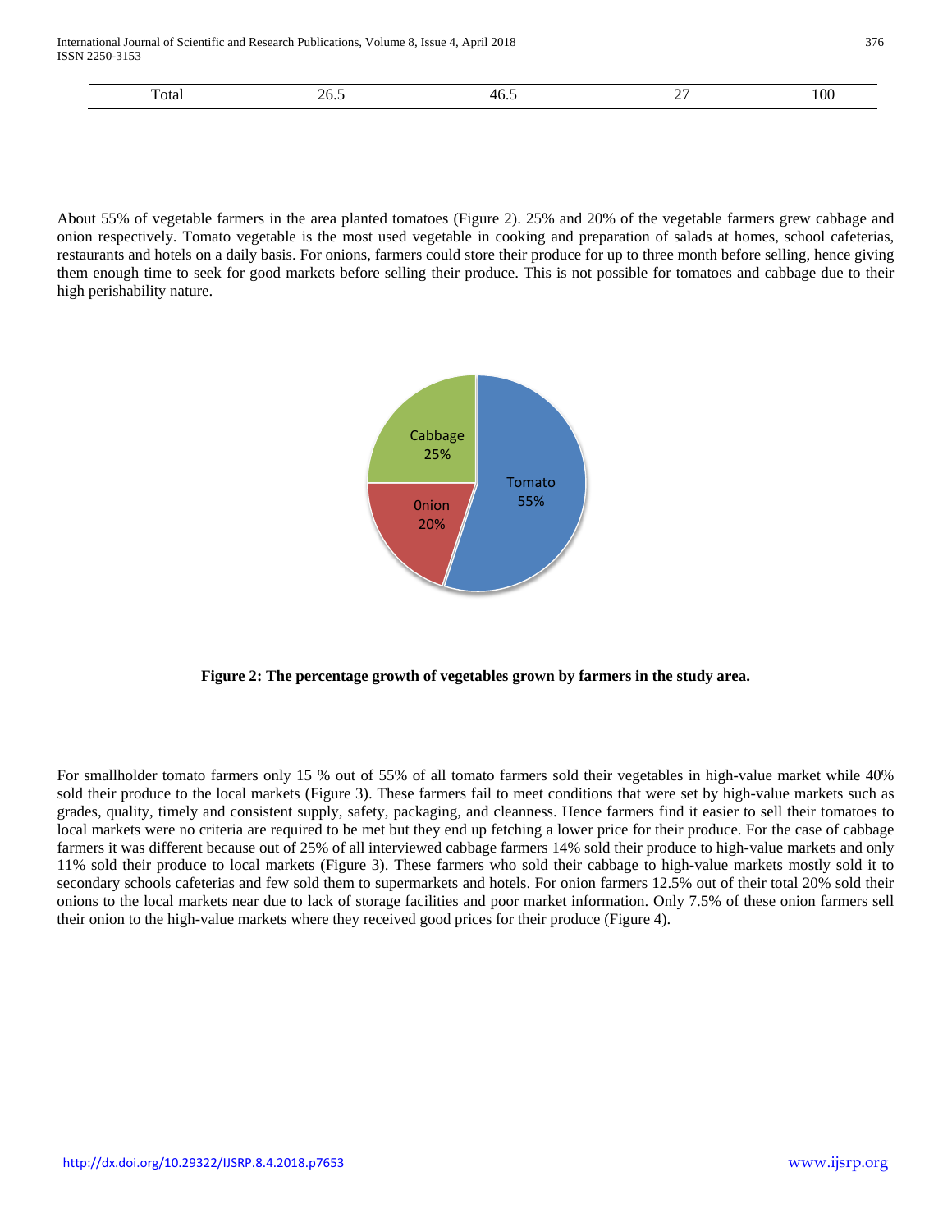| Total | 26.5 | 46.5 | 27 | 100 |
|---|---|---|---|---|

About 55% of vegetable farmers in the area planted tomatoes (Figure 2). 25% and 20% of the vegetable farmers grew cabbage and onion respectively. Tomato vegetable is the most used vegetable in cooking and preparation of salads at homes, school cafeterias, restaurants and hotels on a daily basis. For onions, farmers could store their produce for up to three month before selling, hence giving them enough time to seek for good markets before selling their produce. This is not possible for tomatoes and cabbage due to their high perishability nature.

**Figure 2: The percentage growth of vegetables grown by farmers in the study area.**

For smallholder tomato farmers only 15 % out of 55% of all tomato farmers sold their vegetables in high-value market while 40% sold their produce to the local markets (Figure 3). These farmers fail to meet conditions that were set by high-value markets such as grades, quality, timely and consistent supply, safety, packaging, and cleanness. Hence farmers find it easier to sell their tomatoes to local markets were no criteria are required to be met but they end up fetching a lower price for their produce. For the case of cabbage farmers it was different because out of 25% of all interviewed cabbage farmers 14% sold their produce to high-value markets and only 11% sold their produce to local markets (Figure 3). These farmers who sold their cabbage to high-value markets mostly sold it to secondary schools cafeterias and few sold them to supermarkets and hotels. For onion farmers 12.5% out of their total 20% sold their onions to the local markets near due to lack of storage facilities and poor market information. Only 7.5% of these onion farmers sell their onion to the high-value markets where they received good prices for their produce (Figure 4).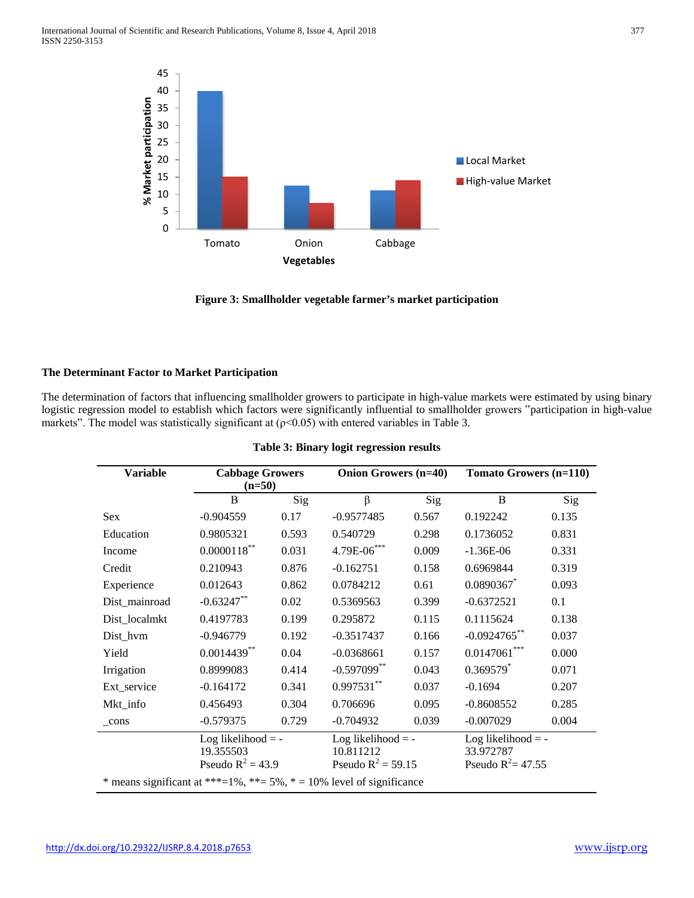Figure 3: Smallholder vegetable farmer's market participation

### The Determinant Factor to Market Participation

The determination of factors that influencing smallholder growers to participate in high-value markets were estimated by using binary logistic regression model to establish which factors were significantly influential to smallholder growers "participation in high-value markets". The model was statistically significant at ($\rho$<0.05) with entered variables in Table 3.

**Table 3: Binary logit regression results**

| Variable | Cabbage Growers (n=50) | | Onion Growers (n=40) | | Tomato Growers (n=110) | |
|---|---|---|---|---|---|---|
| | B | Sig | β | Sig | B | Sig |
| Sex | -0.904559 | 0.17 | -0.9577485 | 0.567 | 0.192242 | 0.135 |
| Education | 0.9805321 | 0.593 | 0.540729 | 0.298 | 0.1736052 | 0.831 |
| Income | 0.0000118** | 0.031 | 4.79E-06*** | 0.009 | -1.36E-06 | 0.331 |
| Credit | 0.210943 | 0.876 | -0.162751 | 0.158 | 0.6969844 | 0.319 |
| Experience | 0.012643 | 0.862 | 0.0784212 | 0.61 | 0.0890367* | 0.093 |
| Dist_mainroad | -0.63247** | 0.02 | 0.5369563 | 0.399 | -0.6372521 | 0.1 |
| Dist_localmkt | 0.4197783 | 0.199 | 0.295872 | 0.115 | 0.1115624 | 0.138 |
| Dist_hvm | -0.946779 | 0.192 | -0.3517437 | 0.166 | -0.0924765** | 0.037 |
| Yield | 0.0014439** | 0.04 | -0.0368661 | 0.157 | 0.0147061*** | 0.000 |
| Irrigation | 0.8999083 | 0.414 | -0.597099** | 0.043 | 0.369579* | 0.071 |
| Ext_service | -0.164172 | 0.341 | 0.997531** | 0.037 | -0.1694 | 0.207 |
| Mkt_info | 0.456493 | 0.304 | 0.706696 | 0.095 | -0.8608552 | 0.285 |
| _cons | -0.579375 | 0.729 | -0.704932 | 0.039 | -0.007029 | 0.004 |
| | Log likelihood = -19.355503 Pseudo $R^2$ = 43.9 | | Log likelihood = -10.811212 Pseudo $R^2$ = 59.15 | | Log likelihood = -33.972787 Pseudo $R^2$= 47.55 | |

* means significant at ***=1%, **= 5%, * = 10% level of significance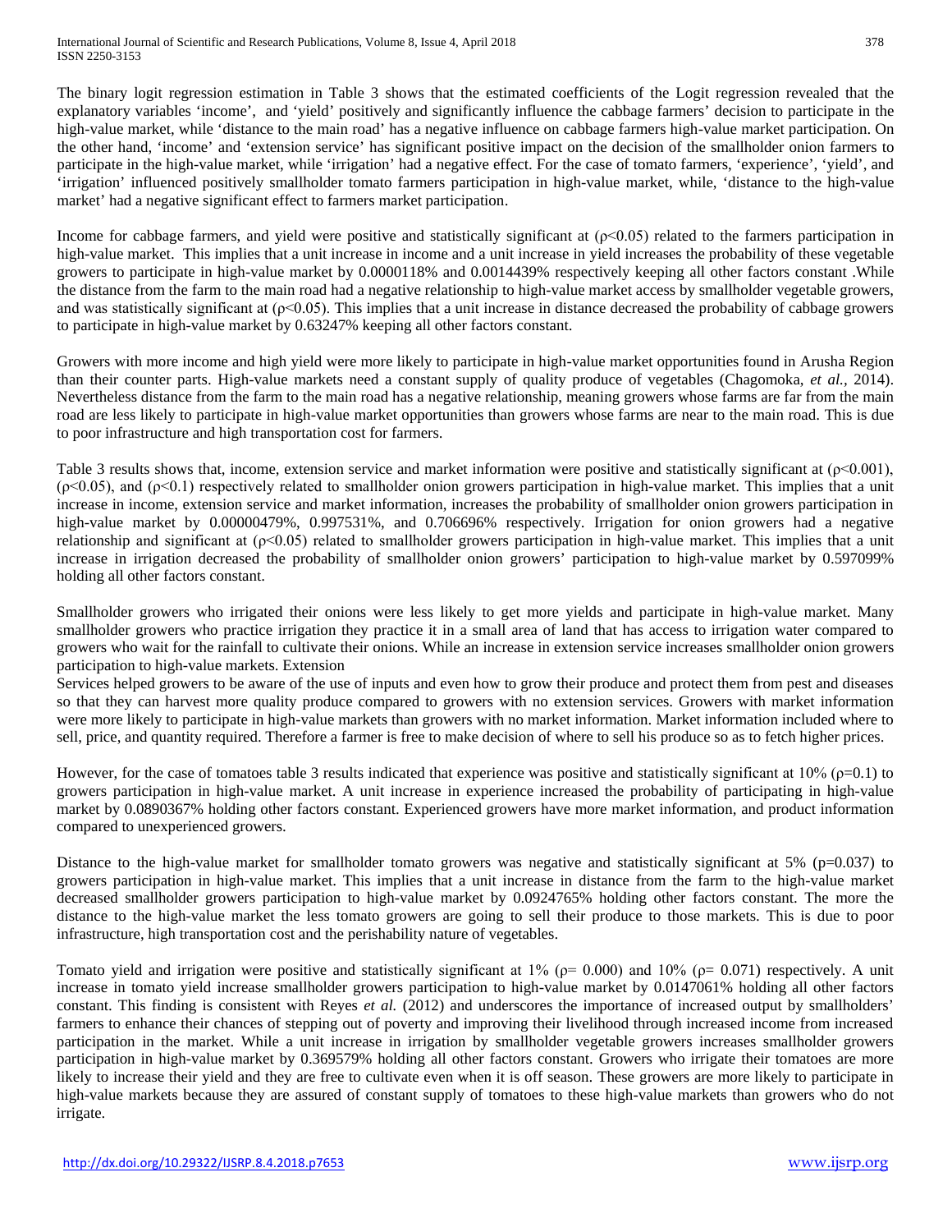The binary logit regression estimation in Table 3 shows that the estimated coefficients of the Logit regression revealed that the explanatory variables 'income', and 'yield' positively and significantly influence the cabbage farmers' decision to participate in the high-value market, while 'distance to the main road' has a negative influence on cabbage farmers high-value market participation. On the other hand, 'income' and 'extension service' has significant positive impact on the decision of the smallholder onion farmers to participate in the high-value market, while 'irrigation' had a negative effect. For the case of tomato farmers, 'experience', 'yield', and 'irrigation' influenced positively smallholder tomato farmers participation in high-value market, while, 'distance to the high-value market' had a negative significant effect to farmers market participation.

Income for cabbage farmers, and yield were positive and statistically significant at ($\rho<0.05$) related to the farmers participation in high-value market. This implies that a unit increase in income and a unit increase in yield increases the probability of these vegetable growers to participate in high-value market by 0.0000118% and 0.0014439% respectively keeping all other factors constant .While the distance from the farm to the main road had a negative relationship to high-value market access by smallholder vegetable growers, and was statistically significant at ($\rho<0.05$). This implies that a unit increase in distance decreased the probability of cabbage growers to participate in high-value market by 0.63247% keeping all other factors constant.

Growers with more income and high yield were more likely to participate in high-value market opportunities found in Arusha Region than their counter parts. High-value markets need a constant supply of quality produce of vegetables (Chagomoka, *et al.*, 2014). Nevertheless distance from the farm to the main road has a negative relationship, meaning growers whose farms are far from the main road are less likely to participate in high-value market opportunities than growers whose farms are near to the main road. This is due to poor infrastructure and high transportation cost for farmers.

Table 3 results shows that, income, extension service and market information were positive and statistically significant at ($\rho<0.001$), ($\rho<0.05$), and ($\rho<0.1$) respectively related to smallholder onion growers participation in high-value market. This implies that a unit increase in income, extension service and market information, increases the probability of smallholder onion growers participation in high-value market by 0.00000479%, 0.997531%, and 0.706696% respectively. Irrigation for onion growers had a negative relationship and significant at ($\rho<0.05$) related to smallholder growers participation in high-value market. This implies that a unit increase in irrigation decreased the probability of smallholder onion growers' participation to high-value market by 0.597099% holding all other factors constant.

Smallholder growers who irrigated their onions were less likely to get more yields and participate in high-value market. Many smallholder growers who practice irrigation they practice it in a small area of land that has access to irrigation water compared to growers who wait for the rainfall to cultivate their onions. While an increase in extension service increases smallholder onion growers participation to high-value markets. Extension

Services helped growers to be aware of the use of inputs and even how to grow their produce and protect them from pest and diseases so that they can harvest more quality produce compared to growers with no extension services. Growers with market information were more likely to participate in high-value markets than growers with no market information. Market information included where to sell, price, and quantity required. Therefore a farmer is free to make decision of where to sell his produce so as to fetch higher prices.

However, for the case of tomatoes table 3 results indicated that experience was positive and statistically significant at 10% ($\rho=0.1$) to growers participation in high-value market. A unit increase in experience increased the probability of participating in high-value market by 0.0890367% holding other factors constant. Experienced growers have more market information, and product information compared to unexperienced growers.

Distance to the high-value market for smallholder tomato growers was negative and statistically significant at 5% ($p=0.037$) to growers participation in high-value market. This implies that a unit increase in distance from the farm to the high-value market decreased smallholder growers participation to high-value market by 0.0924765% holding other factors constant. The more the distance to the high-value market the less tomato growers are going to sell their produce to those markets. This is due to poor infrastructure, high transportation cost and the perishability nature of vegetables.

Tomato yield and irrigation were positive and statistically significant at 1% ($\rho= 0.000$) and 10% ($\rho= 0.071$) respectively. A unit increase in tomato yield increase smallholder growers participation to high-value market by 0.0147061% holding all other factors constant. This finding is consistent with Reyes *et al.* (2012) and underscores the importance of increased output by smallholders' farmers to enhance their chances of stepping out of poverty and improving their livelihood through increased income from increased participation in the market. While a unit increase in irrigation by smallholder vegetable growers increases smallholder growers participation in high-value market by 0.369579% holding all other factors constant. Growers who irrigate their tomatoes are more likely to increase their yield and they are free to cultivate even when it is off season. These growers are more likely to participate in high-value markets because they are assured of constant supply of tomatoes to these high-value markets than growers who do not irrigate.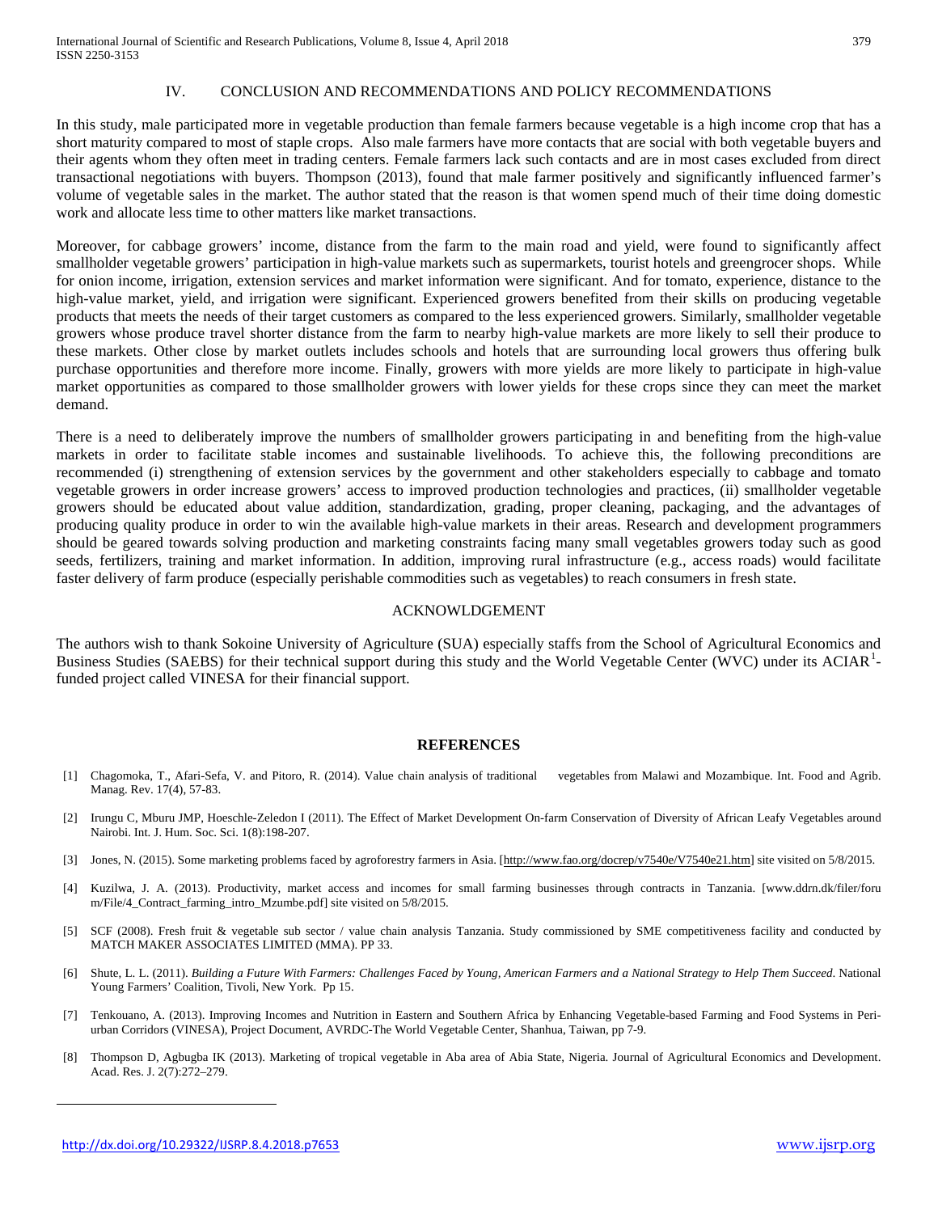## IV. CONCLUSION AND RECOMMENDATIONS AND POLICY RECOMMENDATIONS

In this study, male participated more in vegetable production than female farmers because vegetable is a high income crop that has a short maturity compared to most of staple crops. Also male farmers have more contacts that are social with both vegetable buyers and their agents whom they often meet in trading centers. Female farmers lack such contacts and are in most cases excluded from direct transactional negotiations with buyers. Thompson (2013), found that male farmer positively and significantly influenced farmer's volume of vegetable sales in the market. The author stated that the reason is that women spend much of their time doing domestic work and allocate less time to other matters like market transactions.

Moreover, for cabbage growers' income, distance from the farm to the main road and yield, were found to significantly affect smallholder vegetable growers' participation in high-value markets such as supermarkets, tourist hotels and greengrocer shops. While for onion income, irrigation, extension services and market information were significant. And for tomato, experience, distance to the high-value market, yield, and irrigation were significant. Experienced growers benefited from their skills on producing vegetable products that meets the needs of their target customers as compared to the less experienced growers. Similarly, smallholder vegetable growers whose produce travel shorter distance from the farm to nearby high-value markets are more likely to sell their produce to these markets. Other close by market outlets includes schools and hotels that are surrounding local growers thus offering bulk purchase opportunities and therefore more income. Finally, growers with more yields are more likely to participate in high-value market opportunities as compared to those smallholder growers with lower yields for these crops since they can meet the market demand.

There is a need to deliberately improve the numbers of smallholder growers participating in and benefiting from the high-value markets in order to facilitate stable incomes and sustainable livelihoods. To achieve this, the following preconditions are recommended (i) strengthening of extension services by the government and other stakeholders especially to cabbage and tomato vegetable growers in order increase growers' access to improved production technologies and practices, (ii) smallholder vegetable growers should be educated about value addition, standardization, grading, proper cleaning, packaging, and the advantages of producing quality produce in order to win the available high-value markets in their areas. Research and development programmers should be geared towards solving production and marketing constraints facing many small vegetables growers today such as good seeds, fertilizers, training and market information. In addition, improving rural infrastructure (e.g., access roads) would facilitate faster delivery of farm produce (especially perishable commodities such as vegetables) to reach consumers in fresh state.

## ACKNOWLDGEMENT

The authors wish to thank Sokoine University of Agriculture (SUA) especially staffs from the School of Agricultural Economics and Business Studies (SAEBS) for their technical support during this study and the World Vegetable Center (WVC) under its ACIAR[1]-funded project called VINESA for their financial support.

## REFERENCES

[1] Chagomoka, T., Afari-Sefa, V. and Pitoro, R. (2014). Value chain analysis of traditional vegetables from Malawi and Mozambique. Int. Food and Agrib. Manag. Rev. 17(4), 57-83.

[2] Irungu C, Mburu JMP, Hoeschle-Zeledon I (2011). The Effect of Market Development On-farm Conservation of Diversity of African Leafy Vegetables around Nairobi. Int. J. Hum. Soc. Sci. 1(8):198-207.

[3] Jones, N. (2015). Some marketing problems faced by agroforestry farmers in Asia. [http://www.fao.org/docrep/v7540e/V7540e21.htm] site visited on 5/8/2015.

[4] Kuzilwa, J. A. (2013). Productivity, market access and incomes for small farming businesses through contracts in Tanzania. [www.ddrn.dk/filer/forum/File/4_Contract_farming_intro_Mzumbe.pdf] site visited on 5/8/2015.

[5] SCF (2008). Fresh fruit & vegetable sub sector / value chain analysis Tanzania. Study commissioned by SME competitiveness facility and conducted by MATCH MAKER ASSOCIATES LIMITED (MMA). PP 33.

[6] Shute, L. L. (2011). *Building a Future With Farmers: Challenges Faced by Young, American Farmers and a National Strategy to Help Them Succeed*. National Young Farmers' Coalition, Tivoli, New York. Pp 15.

[7] Tenkouano, A. (2013). Improving Incomes and Nutrition in Eastern and Southern Africa by Enhancing Vegetable-based Farming and Food Systems in Peri-urban Corridors (VINESA), Project Document, AVRDC-The World Vegetable Center, Shanhua, Taiwan, pp 7-9.

[8] Thompson D, Agbugba IK (2013). Marketing of tropical vegetable in Aba area of Abia State, Nigeria. Journal of Agricultural Economics and Development. Acad. Res. J. 2(7):272–279.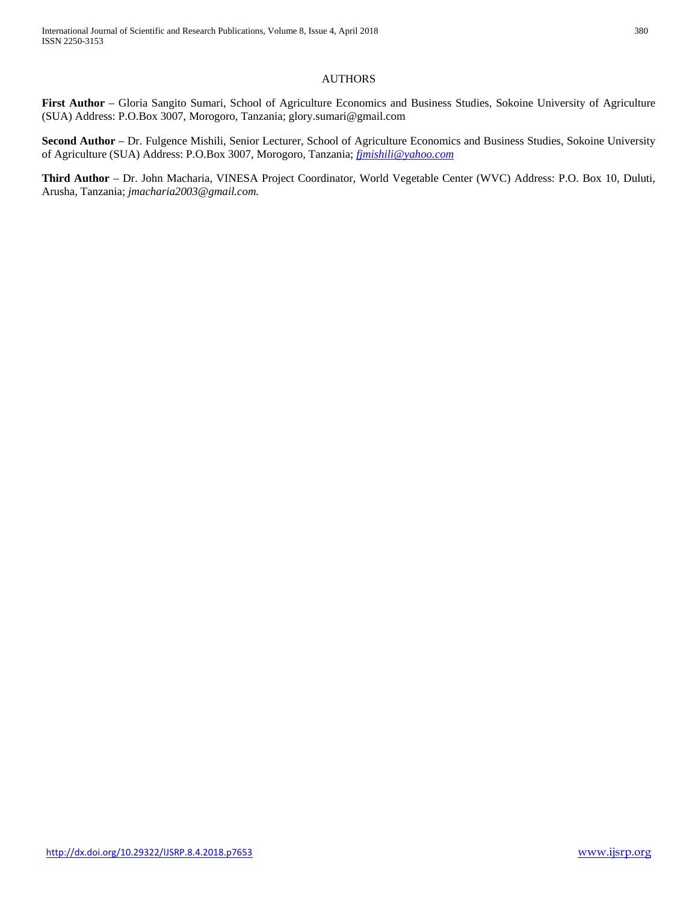## AUTHORS

**First Author** – Gloria Sangito Sumari, School of Agriculture Economics and Business Studies, Sokoine University of Agriculture (SUA) Address: P.O.Box 3007, Morogoro, Tanzania; glory.sumari@gmail.com

**Second Author** – Dr. Fulgence Mishili, Senior Lecturer, School of Agriculture Economics and Business Studies, Sokoine University of Agriculture (SUA) Address: P.O.Box 3007, Morogoro, Tanzania; *fjmishili@yahoo.com*

**Third Author** – Dr. John Macharia, VINESA Project Coordinator, World Vegetable Center (WVC) Address: P.O. Box 10, Duluti, Arusha, Tanzania; *jmacharia2003@gmail.com.*